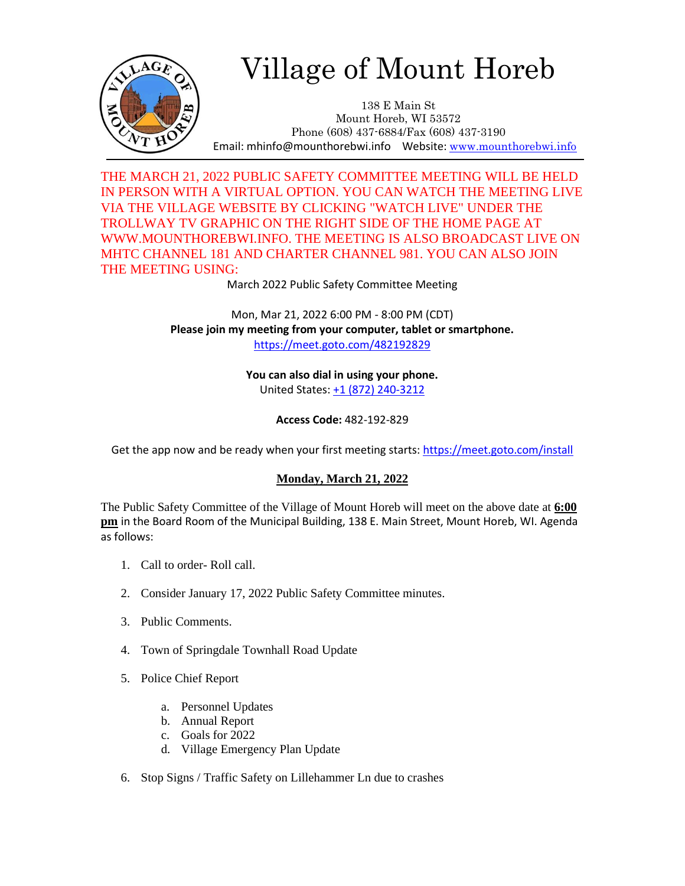# Village of Mount Horeb

138 E Main St
Mount Horeb, WI 53572
Phone (608) 437-6884/Fax (608) 437-3190
Email: mhinfo@mounthorebwi.info Website: www.mounthorebwi.info

THE MARCH 21, 2022 PUBLIC SAFETY COMMITTEE MEETING WILL BE HELD IN PERSON WITH A VIRTUAL OPTION. YOU CAN WATCH THE MEETING LIVE VIA THE VILLAGE WEBSITE BY CLICKING "WATCH LIVE" UNDER THE TROLLWAY TV GRAPHIC ON THE RIGHT SIDE OF THE HOME PAGE AT WWW.MOUNTHOREBWI.INFO. THE MEETING IS ALSO BROADCAST LIVE ON MHTC CHANNEL 181 AND CHARTER CHANNEL 981. YOU CAN ALSO JOIN THE MEETING USING:

March 2022 Public Safety Committee Meeting

Mon, Mar 21, 2022 6:00 PM - 8:00 PM (CDT)

**Please join my meeting from your computer, tablet or smartphone.**

https://meet.goto.com/482192829

**You can also dial in using your phone.**

United States: +1 (872) 240-3212

**Access Code:** 482-192-829

Get the app now and be ready when your first meeting starts: https://meet.goto.com/install

## Monday, March 21, 2022

The Public Safety Committee of the Village of Mount Horeb will meet on the above date at **6:00 pm** in the Board Room of the Municipal Building, 138 E. Main Street, Mount Horeb, WI. Agenda as follows:

1. Call to order- Roll call.
2. Consider January 17, 2022 Public Safety Committee minutes.
3. Public Comments.
4. Town of Springdale Townhall Road Update
5. Police Chief Report
   a. Personnel Updates
   b. Annual Report
   c. Goals for 2022
   d. Village Emergency Plan Update
6. Stop Signs / Traffic Safety on Lillehammer Ln due to crashes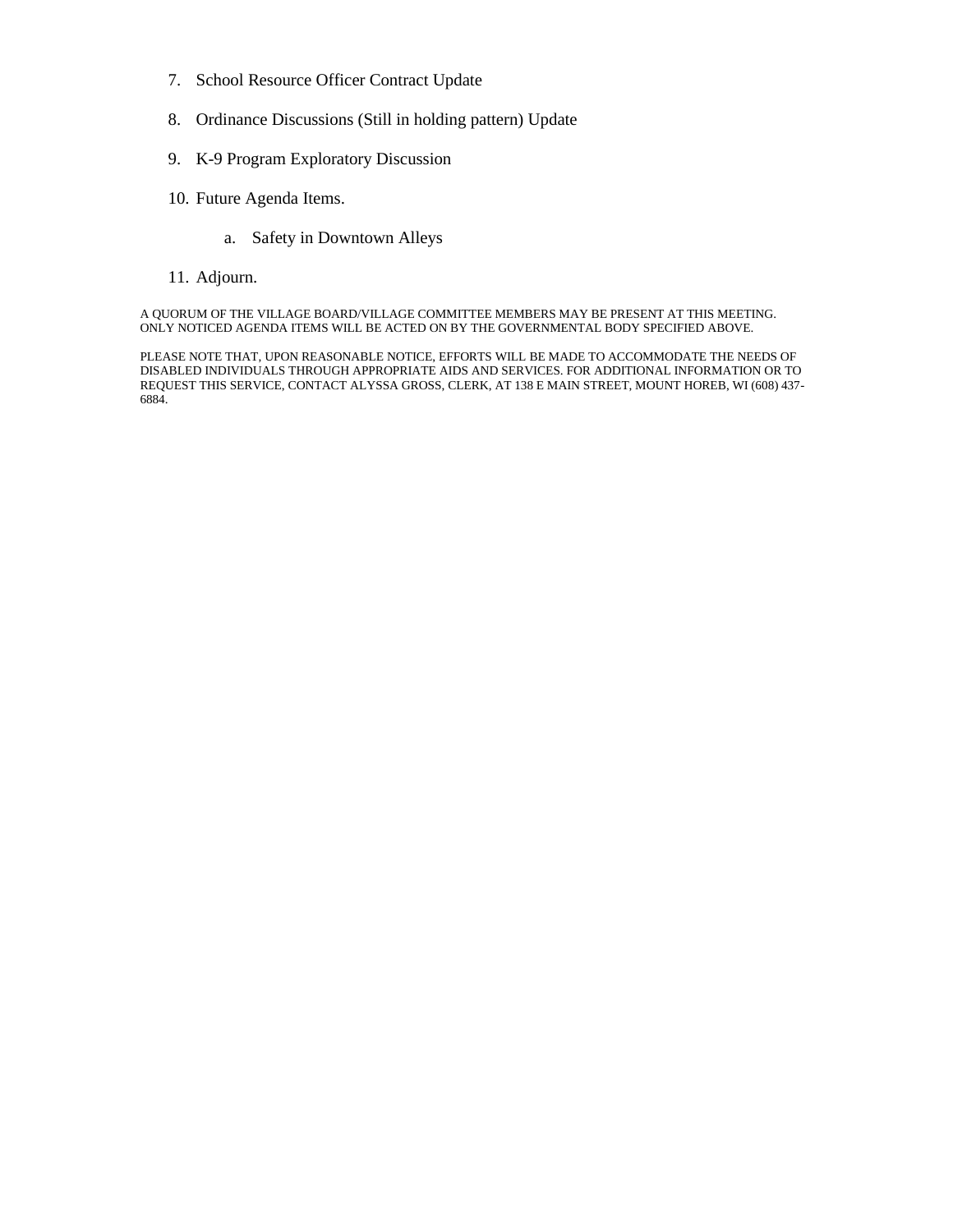7. School Resource Officer Contract Update

8. Ordinance Discussions (Still in holding pattern) Update

9. K-9 Program Exploratory Discussion

10. Future Agenda Items.

    a. Safety in Downtown Alleys

11. Adjourn.

A QUORUM OF THE VILLAGE BOARD/VILLAGE COMMITTEE MEMBERS MAY BE PRESENT AT THIS MEETING. ONLY NOTICED AGENDA ITEMS WILL BE ACTED ON BY THE GOVERNMENTAL BODY SPECIFIED ABOVE.

PLEASE NOTE THAT, UPON REASONABLE NOTICE, EFFORTS WILL BE MADE TO ACCOMMODATE THE NEEDS OF DISABLED INDIVIDUALS THROUGH APPROPRIATE AIDS AND SERVICES. FOR ADDITIONAL INFORMATION OR TO REQUEST THIS SERVICE, CONTACT ALYSSA GROSS, CLERK, AT 138 E MAIN STREET, MOUNT HOREB, WI (608) 437-6884.